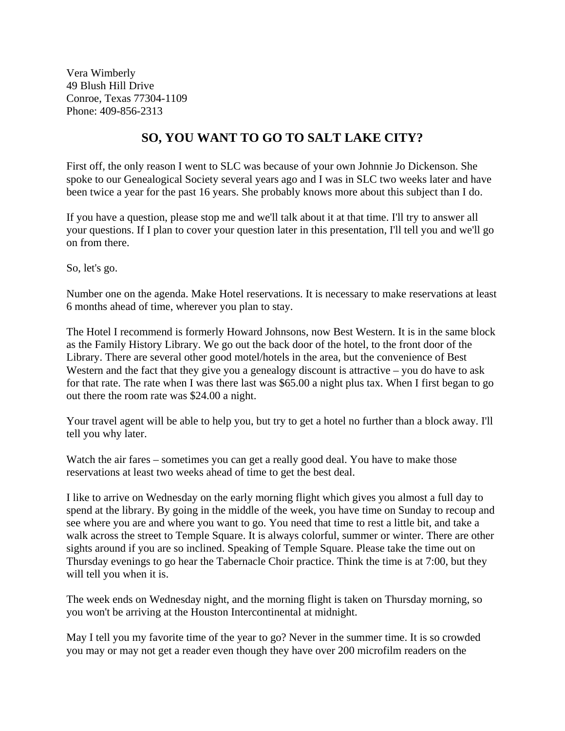Vera Wimberly
49 Blush Hill Drive
Conroe, Texas 77304-1109
Phone: 409-856-2313

## SO, YOU WANT TO GO TO SALT LAKE CITY?

First off, the only reason I went to SLC was because of your own Johnnie Jo Dickenson. She spoke to our Genealogical Society several years ago and I was in SLC two weeks later and have been twice a year for the past 16 years. She probably knows more about this subject than I do.

If you have a question, please stop me and we'll talk about it at that time. I'll try to answer all your questions. If I plan to cover your question later in this presentation, I'll tell you and we'll go on from there.

So, let's go.

Number one on the agenda. Make Hotel reservations. It is necessary to make reservations at least 6 months ahead of time, wherever you plan to stay.

The Hotel I recommend is formerly Howard Johnsons, now Best Western. It is in the same block as the Family History Library. We go out the back door of the hotel, to the front door of the Library. There are several other good motel/hotels in the area, but the convenience of Best Western and the fact that they give you a genealogy discount is attractive – you do have to ask for that rate. The rate when I was there last was $65.00 a night plus tax. When I first began to go out there the room rate was $24.00 a night.

Your travel agent will be able to help you, but try to get a hotel no further than a block away. I'll tell you why later.

Watch the air fares – sometimes you can get a really good deal. You have to make those reservations at least two weeks ahead of time to get the best deal.

I like to arrive on Wednesday on the early morning flight which gives you almost a full day to spend at the library. By going in the middle of the week, you have time on Sunday to recoup and see where you are and where you want to go. You need that time to rest a little bit, and take a walk across the street to Temple Square. It is always colorful, summer or winter. There are other sights around if you are so inclined. Speaking of Temple Square. Please take the time out on Thursday evenings to go hear the Tabernacle Choir practice. Think the time is at 7:00, but they will tell you when it is.

The week ends on Wednesday night, and the morning flight is taken on Thursday morning, so you won't be arriving at the Houston Intercontinental at midnight.

May I tell you my favorite time of the year to go? Never in the summer time. It is so crowded you may or may not get a reader even though they have over 200 microfilm readers on the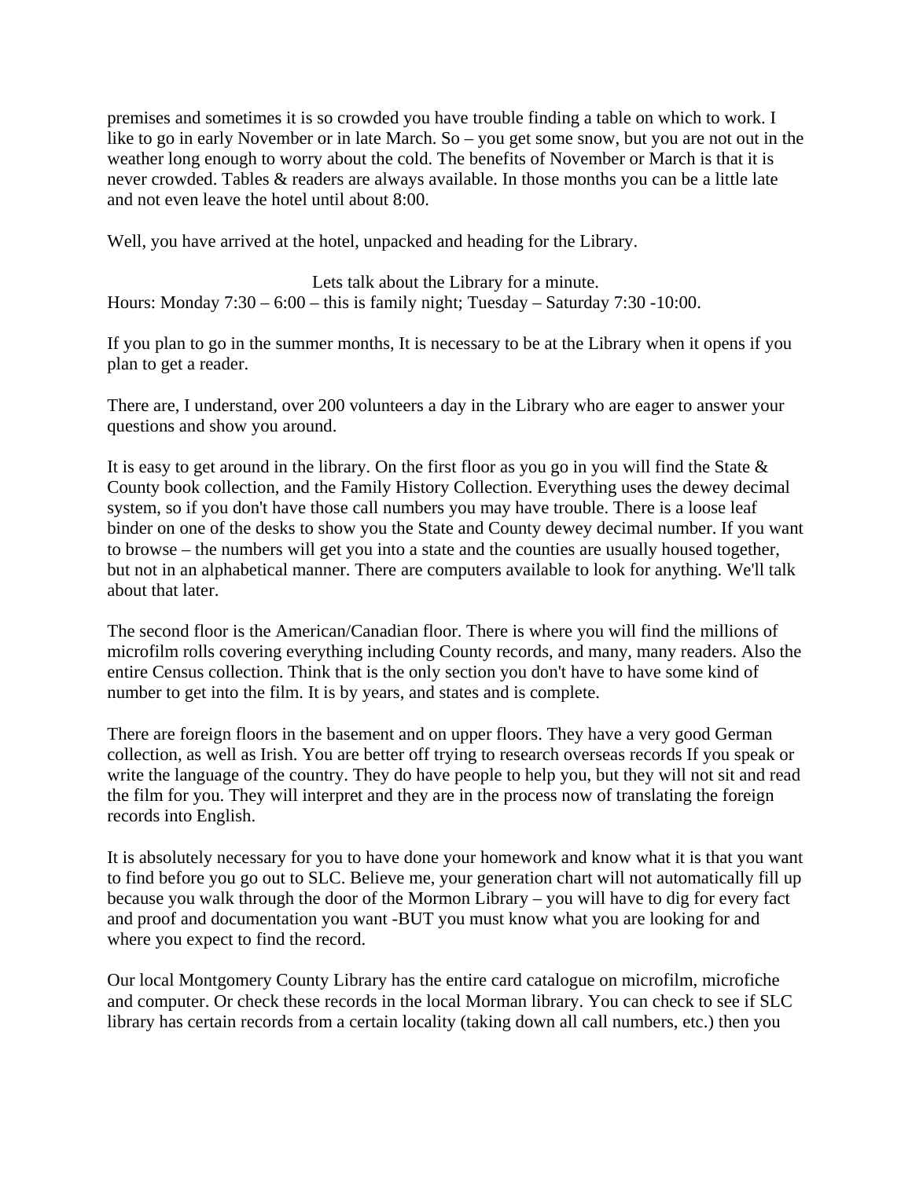premises and sometimes it is so crowded you have trouble finding a table on which to work. I like to go in early November or in late March. So – you get some snow, but you are not out in the weather long enough to worry about the cold. The benefits of November or March is that it is never crowded. Tables & readers are always available. In those months you can be a little late and not even leave the hotel until about 8:00.

Well, you have arrived at the hotel, unpacked and heading for the Library.

Lets talk about the Library for a minute.

Hours: Monday 7:30 – 6:00 – this is family night; Tuesday – Saturday 7:30 -10:00.

If you plan to go in the summer months, It is necessary to be at the Library when it opens if you plan to get a reader.

There are, I understand, over 200 volunteers a day in the Library who are eager to answer your questions and show you around.

It is easy to get around in the library. On the first floor as you go in you will find the State & County book collection, and the Family History Collection. Everything uses the dewey decimal system, so if you don't have those call numbers you may have trouble. There is a loose leaf binder on one of the desks to show you the State and County dewey decimal number. If you want to browse – the numbers will get you into a state and the counties are usually housed together, but not in an alphabetical manner. There are computers available to look for anything. We'll talk about that later.

The second floor is the American/Canadian floor. There is where you will find the millions of microfilm rolls covering everything including County records, and many, many readers. Also the entire Census collection. Think that is the only section you don't have to have some kind of number to get into the film. It is by years, and states and is complete.

There are foreign floors in the basement and on upper floors. They have a very good German collection, as well as Irish. You are better off trying to research overseas records If you speak or write the language of the country. They do have people to help you, but they will not sit and read the film for you. They will interpret and they are in the process now of translating the foreign records into English.

It is absolutely necessary for you to have done your homework and know what it is that you want to find before you go out to SLC. Believe me, your generation chart will not automatically fill up because you walk through the door of the Mormon Library – you will have to dig for every fact and proof and documentation you want -BUT you must know what you are looking for and where you expect to find the record.

Our local Montgomery County Library has the entire card catalogue on microfilm, microfiche and computer. Or check these records in the local Morman library. You can check to see if SLC library has certain records from a certain locality (taking down all call numbers, etc.) then you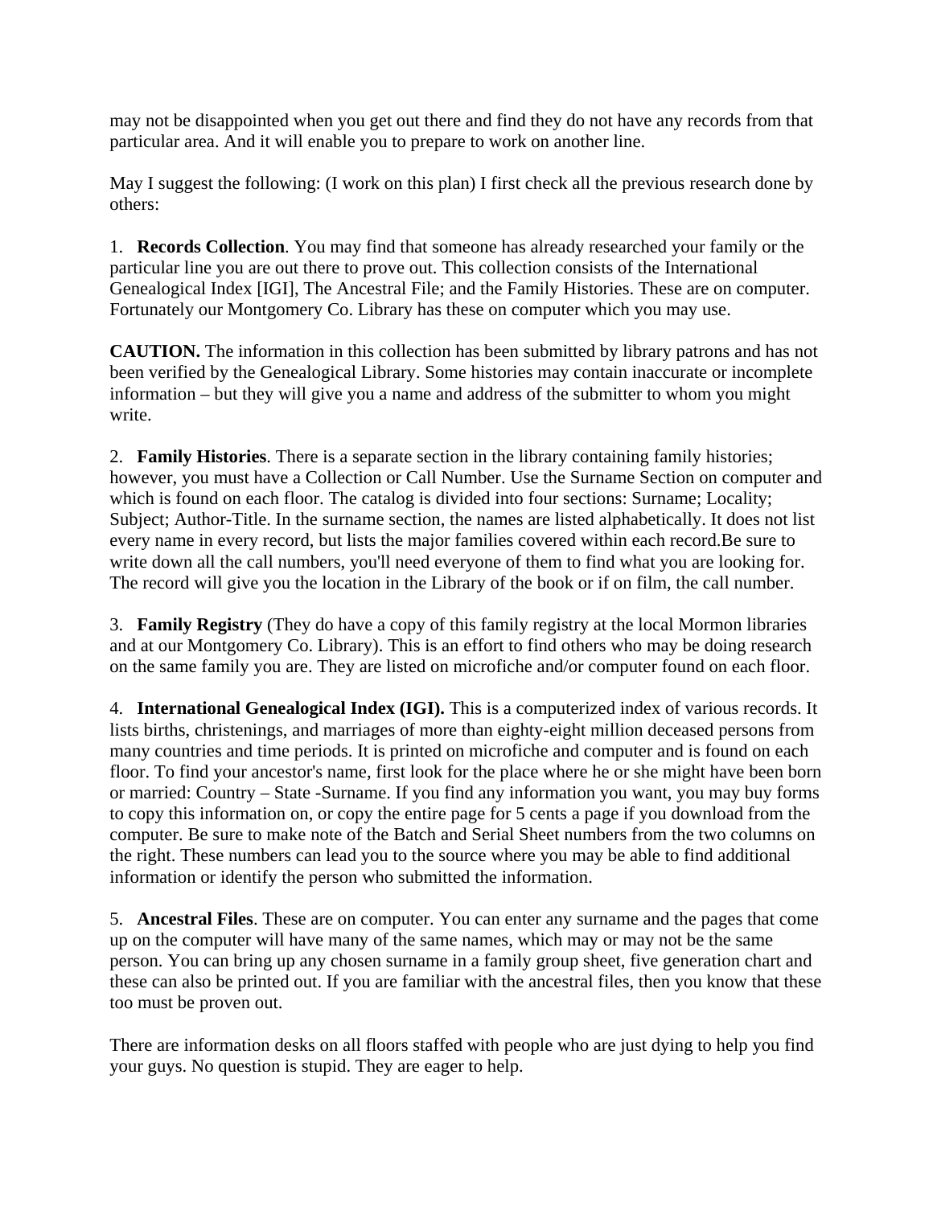may not be disappointed when you get out there and find they do not have any records from that particular area. And it will enable you to prepare to work on another line.

May I suggest the following: (I work on this plan) I first check all the previous research done by others:

1. **Records Collection**. You may find that someone has already researched your family or the particular line you are out there to prove out. This collection consists of the International Genealogical Index [IGI], The Ancestral File; and the Family Histories. These are on computer. Fortunately our Montgomery Co. Library has these on computer which you may use.

**CAUTION.** The information in this collection has been submitted by library patrons and has not been verified by the Genealogical Library. Some histories may contain inaccurate or incomplete information – but they will give you a name and address of the submitter to whom you might write.

2. **Family Histories**. There is a separate section in the library containing family histories; however, you must have a Collection or Call Number. Use the Surname Section on computer and which is found on each floor. The catalog is divided into four sections: Surname; Locality; Subject; Author-Title. In the surname section, the names are listed alphabetically. It does not list every name in every record, but lists the major families covered within each record.Be sure to write down all the call numbers, you'll need everyone of them to find what you are looking for. The record will give you the location in the Library of the book or if on film, the call number.

3. **Family Registry** (They do have a copy of this family registry at the local Mormon libraries and at our Montgomery Co. Library). This is an effort to find others who may be doing research on the same family you are. They are listed on microfiche and/or computer found on each floor.

4. **International Genealogical Index (IGI).** This is a computerized index of various records. It lists births, christenings, and marriages of more than eighty-eight million deceased persons from many countries and time periods. It is printed on microfiche and computer and is found on each floor. To find your ancestor's name, first look for the place where he or she might have been born or married: Country – State -Surname. If you find any information you want, you may buy forms to copy this information on, or copy the entire page for 5 cents a page if you download from the computer. Be sure to make note of the Batch and Serial Sheet numbers from the two columns on the right. These numbers can lead you to the source where you may be able to find additional information or identify the person who submitted the information.

5. **Ancestral Files**. These are on computer. You can enter any surname and the pages that come up on the computer will have many of the same names, which may or may not be the same person. You can bring up any chosen surname in a family group sheet, five generation chart and these can also be printed out. If you are familiar with the ancestral files, then you know that these too must be proven out.

There are information desks on all floors staffed with people who are just dying to help you find your guys. No question is stupid. They are eager to help.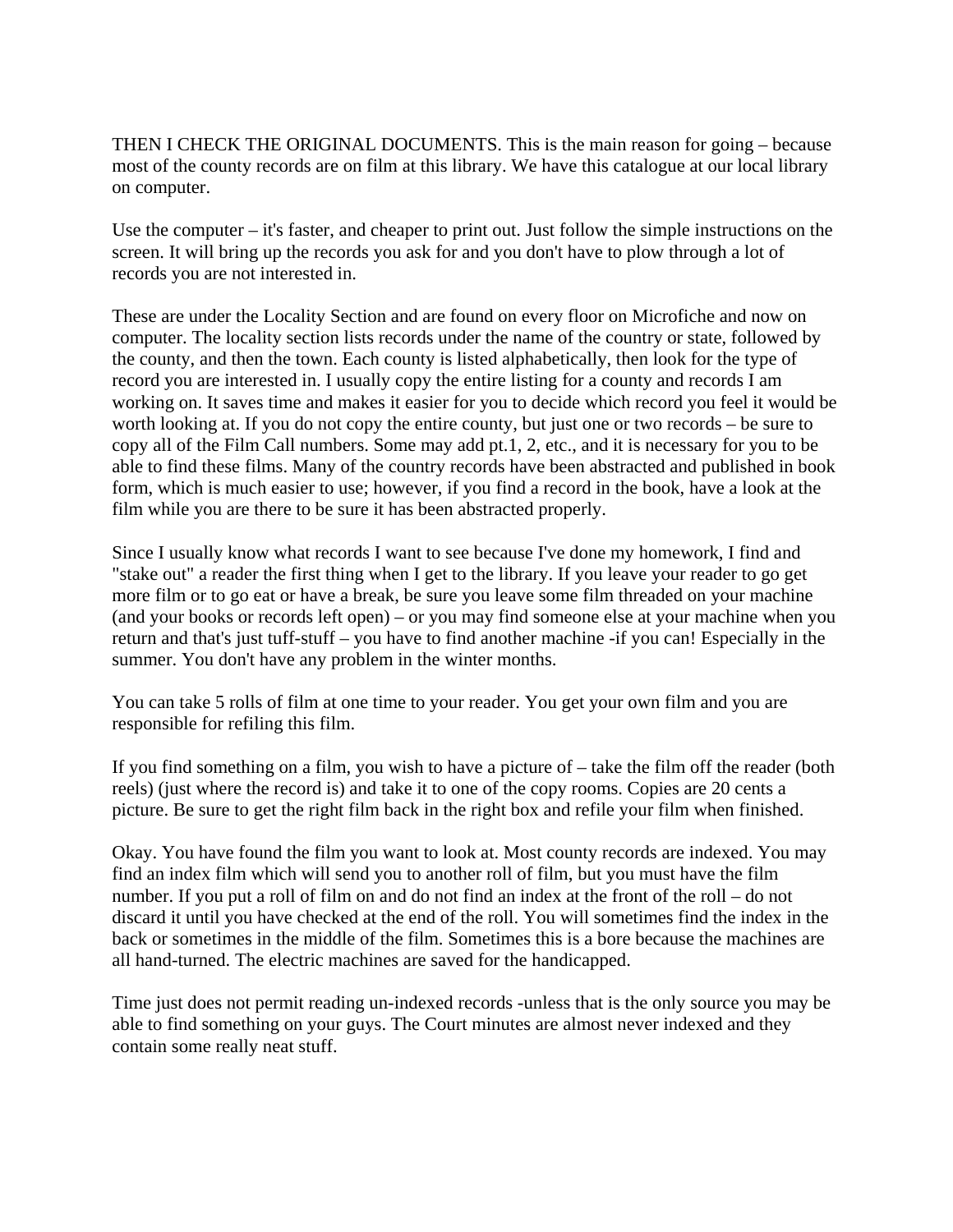THEN I CHECK THE ORIGINAL DOCUMENTS. This is the main reason for going – because most of the county records are on film at this library. We have this catalogue at our local library on computer.

Use the computer – it's faster, and cheaper to print out. Just follow the simple instructions on the screen. It will bring up the records you ask for and you don't have to plow through a lot of records you are not interested in.

These are under the Locality Section and are found on every floor on Microfiche and now on computer. The locality section lists records under the name of the country or state, followed by the county, and then the town. Each county is listed alphabetically, then look for the type of record you are interested in. I usually copy the entire listing for a county and records I am working on. It saves time and makes it easier for you to decide which record you feel it would be worth looking at. If you do not copy the entire county, but just one or two records – be sure to copy all of the Film Call numbers. Some may add pt.1, 2, etc., and it is necessary for you to be able to find these films. Many of the country records have been abstracted and published in book form, which is much easier to use; however, if you find a record in the book, have a look at the film while you are there to be sure it has been abstracted properly.

Since I usually know what records I want to see because I've done my homework, I find and "stake out" a reader the first thing when I get to the library. If you leave your reader to go get more film or to go eat or have a break, be sure you leave some film threaded on your machine (and your books or records left open) – or you may find someone else at your machine when you return and that's just tuff-stuff – you have to find another machine -if you can! Especially in the summer. You don't have any problem in the winter months.

You can take 5 rolls of film at one time to your reader. You get your own film and you are responsible for refiling this film.

If you find something on a film, you wish to have a picture of – take the film off the reader (both reels) (just where the record is) and take it to one of the copy rooms. Copies are 20 cents a picture. Be sure to get the right film back in the right box and refile your film when finished.

Okay. You have found the film you want to look at. Most county records are indexed. You may find an index film which will send you to another roll of film, but you must have the film number. If you put a roll of film on and do not find an index at the front of the roll – do not discard it until you have checked at the end of the roll. You will sometimes find the index in the back or sometimes in the middle of the film. Sometimes this is a bore because the machines are all hand-turned. The electric machines are saved for the handicapped.

Time just does not permit reading un-indexed records -unless that is the only source you may be able to find something on your guys. The Court minutes are almost never indexed and they contain some really neat stuff.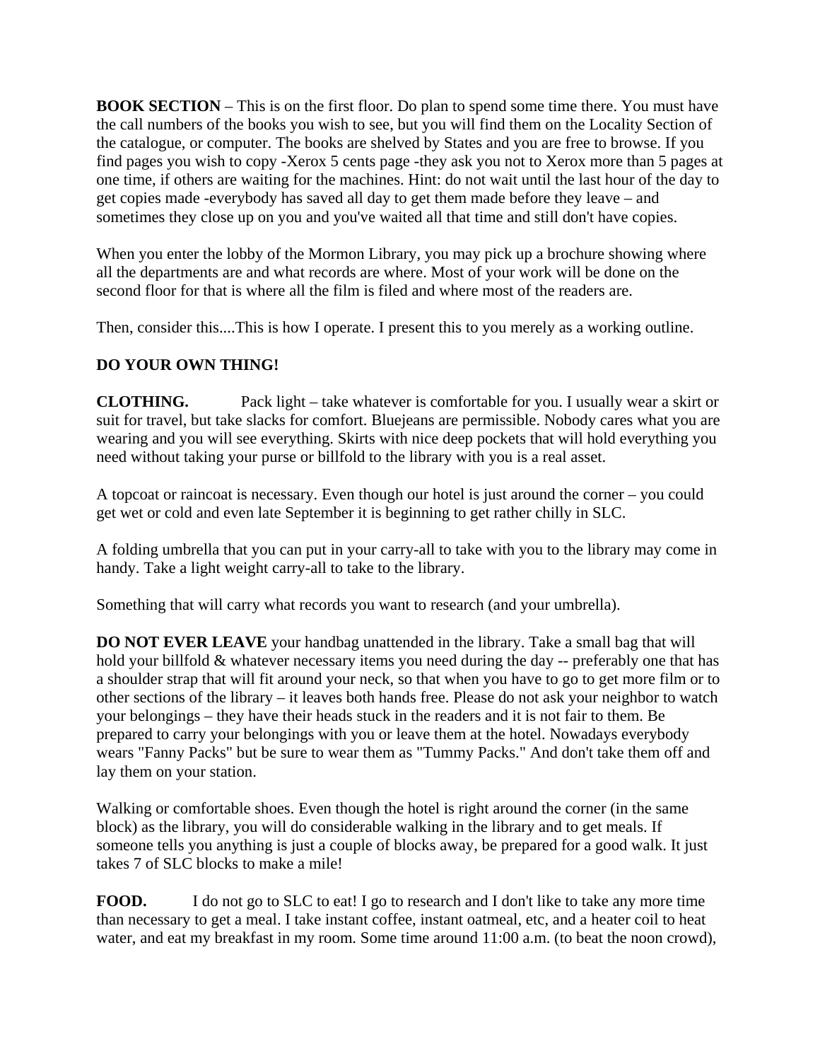**BOOK SECTION** – This is on the first floor. Do plan to spend some time there. You must have the call numbers of the books you wish to see, but you will find them on the Locality Section of the catalogue, or computer. The books are shelved by States and you are free to browse. If you find pages you wish to copy -Xerox 5 cents page -they ask you not to Xerox more than 5 pages at one time, if others are waiting for the machines. Hint: do not wait until the last hour of the day to get copies made -everybody has saved all day to get them made before they leave – and sometimes they close up on you and you've waited all that time and still don't have copies.

When you enter the lobby of the Mormon Library, you may pick up a brochure showing where all the departments are and what records are where. Most of your work will be done on the second floor for that is where all the film is filed and where most of the readers are.

Then, consider this....This is how I operate. I present this to you merely as a working outline.

**DO YOUR OWN THING!**

**CLOTHING.** Pack light – take whatever is comfortable for you. I usually wear a skirt or suit for travel, but take slacks for comfort. Bluejeans are permissible. Nobody cares what you are wearing and you will see everything. Skirts with nice deep pockets that will hold everything you need without taking your purse or billfold to the library with you is a real asset.

A topcoat or raincoat is necessary. Even though our hotel is just around the corner – you could get wet or cold and even late September it is beginning to get rather chilly in SLC.

A folding umbrella that you can put in your carry-all to take with you to the library may come in handy. Take a light weight carry-all to take to the library.

Something that will carry what records you want to research (and your umbrella).

**DO NOT EVER LEAVE** your handbag unattended in the library. Take a small bag that will hold your billfold & whatever necessary items you need during the day -- preferably one that has a shoulder strap that will fit around your neck, so that when you have to go to get more film or to other sections of the library – it leaves both hands free. Please do not ask your neighbor to watch your belongings – they have their heads stuck in the readers and it is not fair to them. Be prepared to carry your belongings with you or leave them at the hotel. Nowadays everybody wears "Fanny Packs" but be sure to wear them as "Tummy Packs." And don't take them off and lay them on your station.

Walking or comfortable shoes. Even though the hotel is right around the corner (in the same block) as the library, you will do considerable walking in the library and to get meals. If someone tells you anything is just a couple of blocks away, be prepared for a good walk. It just takes 7 of SLC blocks to make a mile!

**FOOD.** I do not go to SLC to eat! I go to research and I don't like to take any more time than necessary to get a meal. I take instant coffee, instant oatmeal, etc, and a heater coil to heat water, and eat my breakfast in my room. Some time around 11:00 a.m. (to beat the noon crowd),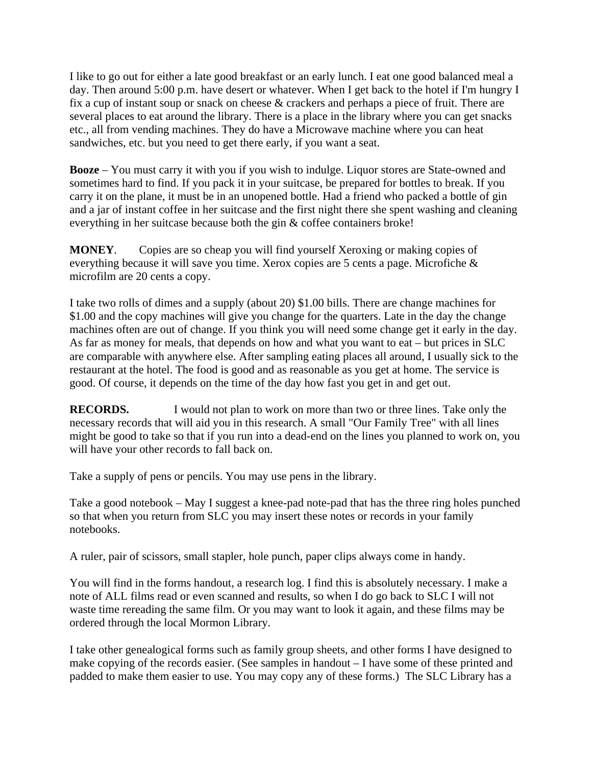I like to go out for either a late good breakfast or an early lunch. I eat one good balanced meal a day. Then around 5:00 p.m. have desert or whatever. When I get back to the hotel if I'm hungry I fix a cup of instant soup or snack on cheese & crackers and perhaps a piece of fruit. There are several places to eat around the library. There is a place in the library where you can get snacks etc., all from vending machines. They do have a Microwave machine where you can heat sandwiches, etc. but you need to get there early, if you want a seat.

**Booze** – You must carry it with you if you wish to indulge. Liquor stores are State-owned and sometimes hard to find. If you pack it in your suitcase, be prepared for bottles to break. If you carry it on the plane, it must be in an unopened bottle. Had a friend who packed a bottle of gin and a jar of instant coffee in her suitcase and the first night there she spent washing and cleaning everything in her suitcase because both the gin & coffee containers broke!

**MONEY**. Copies are so cheap you will find yourself Xeroxing or making copies of everything because it will save you time. Xerox copies are 5 cents a page. Microfiche & microfilm are 20 cents a copy.

I take two rolls of dimes and a supply (about 20) $1.00 bills. There are change machines for $1.00 and the copy machines will give you change for the quarters. Late in the day the change machines often are out of change. If you think you will need some change get it early in the day. As far as money for meals, that depends on how and what you want to eat – but prices in SLC are comparable with anywhere else. After sampling eating places all around, I usually sick to the restaurant at the hotel. The food is good and as reasonable as you get at home. The service is good. Of course, it depends on the time of the day how fast you get in and get out.

**RECORDS.** I would not plan to work on more than two or three lines. Take only the necessary records that will aid you in this research. A small "Our Family Tree" with all lines might be good to take so that if you run into a dead-end on the lines you planned to work on, you will have your other records to fall back on.

Take a supply of pens or pencils. You may use pens in the library.

Take a good notebook – May I suggest a knee-pad note-pad that has the three ring holes punched so that when you return from SLC you may insert these notes or records in your family notebooks.

A ruler, pair of scissors, small stapler, hole punch, paper clips always come in handy.

You will find in the forms handout, a research log. I find this is absolutely necessary. I make a note of ALL films read or even scanned and results, so when I do go back to SLC I will not waste time rereading the same film. Or you may want to look it again, and these films may be ordered through the local Mormon Library.

I take other genealogical forms such as family group sheets, and other forms I have designed to make copying of the records easier. (See samples in handout – I have some of these printed and padded to make them easier to use. You may copy any of these forms.) The SLC Library has a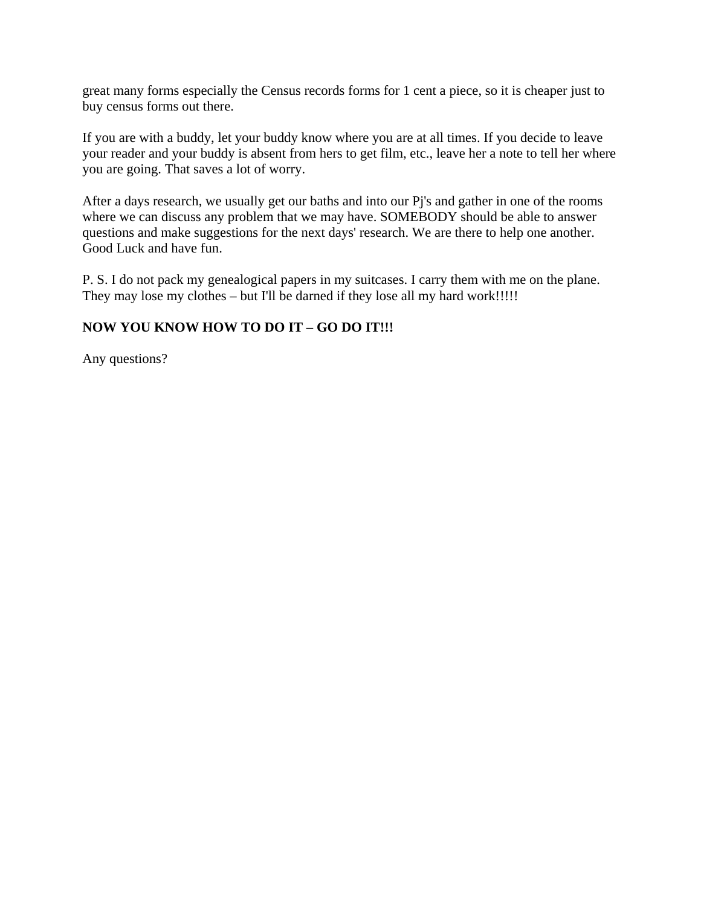great many forms especially the Census records forms for 1 cent a piece, so it is cheaper just to buy census forms out there.

If you are with a buddy, let your buddy know where you are at all times. If you decide to leave your reader and your buddy is absent from hers to get film, etc., leave her a note to tell her where you are going. That saves a lot of worry.

After a days research, we usually get our baths and into our Pj's and gather in one of the rooms where we can discuss any problem that we may have. SOMEBODY should be able to answer questions and make suggestions for the next days' research. We are there to help one another. Good Luck and have fun.

P. S. I do not pack my genealogical papers in my suitcases. I carry them with me on the plane. They may lose my clothes – but I'll be darned if they lose all my hard work!!!!!

**NOW YOU KNOW HOW TO DO IT – GO DO IT!!!**

Any questions?